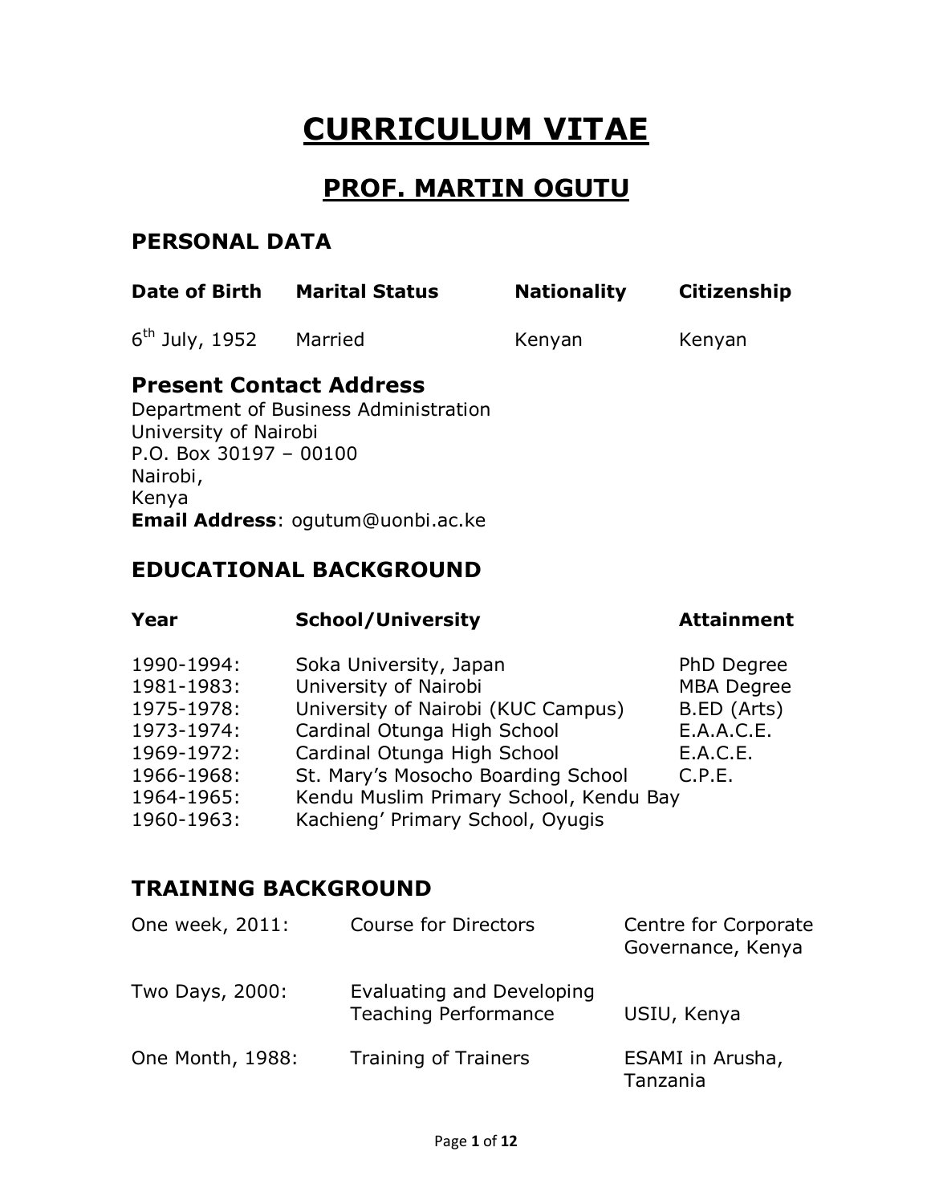# CURRICULUM VITAE

## PROF. MARTIN OGUTU

### PERSONAL DATA

| Date of Birth | Marital Status | Nationality | Citizenship |
|---|---|---|---|
| 6th July, 1952 | Married | Kenyan | Kenyan |

### Present Contact Address

Department of Business Administration
University of Nairobi
P.O. Box 30197 – 00100
Nairobi,
Kenya
**Email Address**: ogutum@uonbi.ac.ke

### EDUCATIONAL BACKGROUND

| Year | School/University | Attainment |
|---|---|---|
| 1990-1994: | Soka University, Japan | PhD Degree |
| 1981-1983: | University of Nairobi | MBA Degree |
| 1975-1978: | University of Nairobi (KUC Campus) | B.ED (Arts) |
| 1973-1974: | Cardinal Otunga High School | E.A.A.C.E. |
| 1969-1972: | Cardinal Otunga High School | E.A.C.E. |
| 1966-1968: | St. Mary's Mosocho Boarding School | C.P.E. |
| 1964-1965: | Kendu Muslim Primary School, Kendu Bay | |
| 1960-1963: | Kachieng' Primary School, Oyugis | |

### TRAINING BACKGROUND

| | | |
|---|---|---|
| One week, 2011: | Course for Directors | Centre for Corporate Governance, Kenya |
| Two Days, 2000: | Evaluating and Developing Teaching Performance | USIU, Kenya |
| One Month, 1988: | Training of Trainers | ESAMI in Arusha, Tanzania |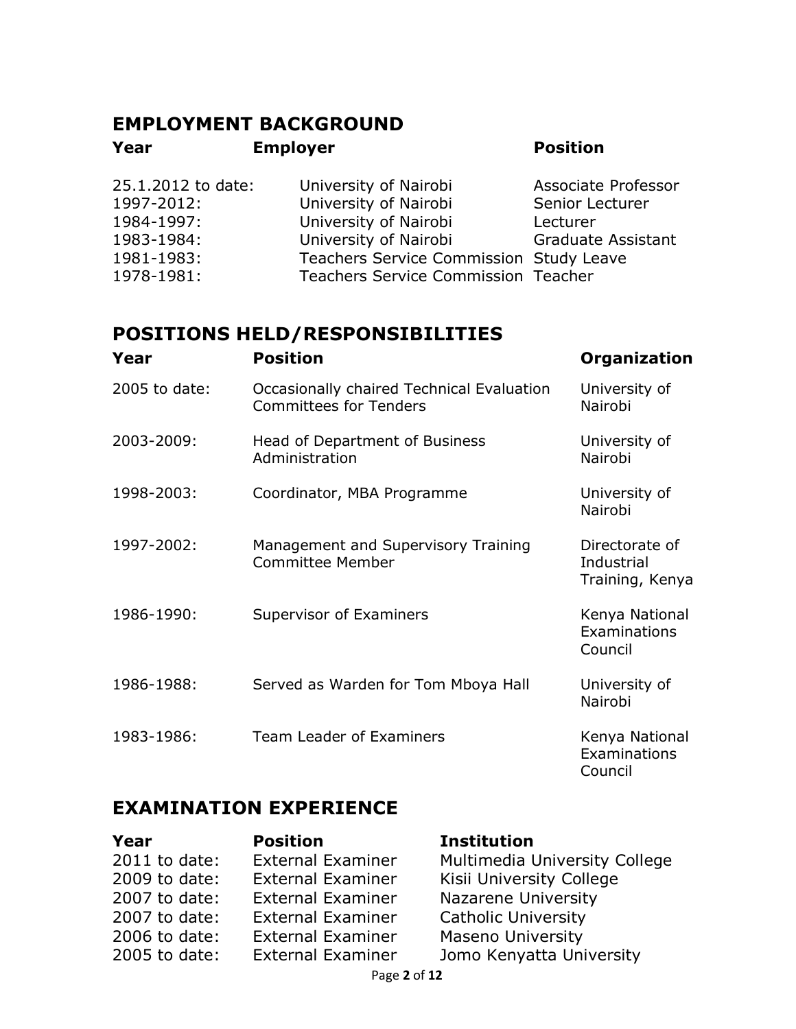## EMPLOYMENT BACKGROUND

| Year | Employer | Position |
|---|---|---|
| 25.1.2012 to date: | University of Nairobi | Associate Professor |
| 1997-2012: | University of Nairobi | Senior Lecturer |
| 1984-1997: | University of Nairobi | Lecturer |
| 1983-1984: | University of Nairobi | Graduate Assistant |
| 1981-1983: | Teachers Service Commission | Study Leave |
| 1978-1981: | Teachers Service Commission | Teacher |

## POSITIONS HELD/RESPONSIBILITIES

| Year | Position | Organization |
|---|---|---|
| 2005 to date: | Occasionally chaired Technical Evaluation Committees for Tenders | University of Nairobi |
| 2003-2009: | Head of Department of Business Administration | University of Nairobi |
| 1998-2003: | Coordinator, MBA Programme | University of Nairobi |
| 1997-2002: | Management and Supervisory Training Committee Member | Directorate of Industrial Training, Kenya |
| 1986-1990: | Supervisor of Examiners | Kenya National Examinations Council |
| 1986-1988: | Served as Warden for Tom Mboya Hall | University of Nairobi |
| 1983-1986: | Team Leader of Examiners | Kenya National Examinations Council |

## EXAMINATION EXPERIENCE

| Year | Position | Institution |
|---|---|---|
| 2011 to date: | External Examiner | Multimedia University College |
| 2009 to date: | External Examiner | Kisii University College |
| 2007 to date: | External Examiner | Nazarene University |
| 2007 to date: | External Examiner | Catholic University |
| 2006 to date: | External Examiner | Maseno University |
| 2005 to date: | External Examiner | Jomo Kenyatta University |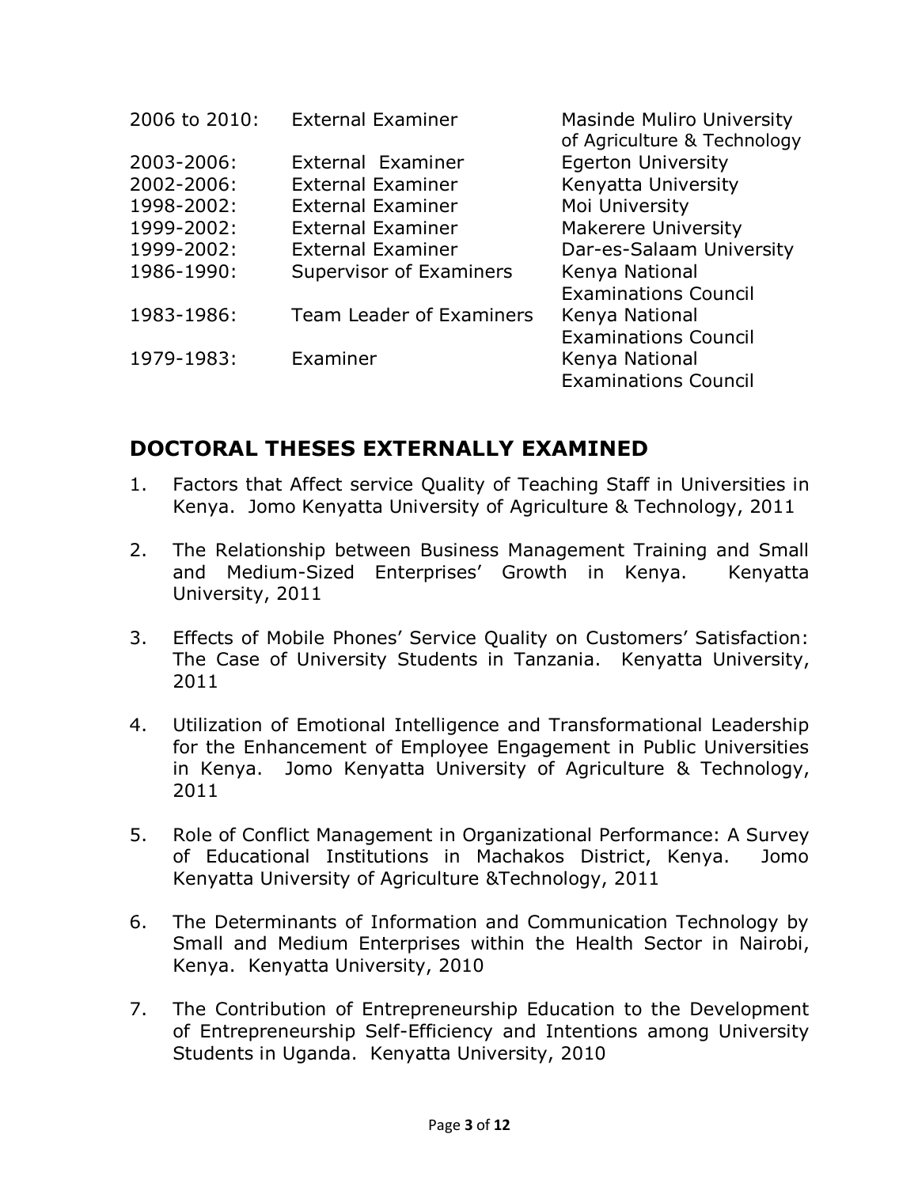| | | |
|---|---|---|
| 2006 to 2010: | External Examiner | Masinde Muliro University of Agriculture & Technology |
| 2003-2006: | External Examiner | Egerton University |
| 2002-2006: | External Examiner | Kenyatta University |
| 1998-2002: | External Examiner | Moi University |
| 1999-2002: | External Examiner | Makerere University |
| 1999-2002: | External Examiner | Dar-es-Salaam University |
| 1986-1990: | Supervisor of Examiners | Kenya National Examinations Council |
| 1983-1986: | Team Leader of Examiners | Kenya National Examinations Council |
| 1979-1983: | Examiner | Kenya National Examinations Council |

## DOCTORAL THESES EXTERNALLY EXAMINED

1. Factors that Affect service Quality of Teaching Staff in Universities in Kenya. Jomo Kenyatta University of Agriculture & Technology, 2011

2. The Relationship between Business Management Training and Small and Medium-Sized Enterprises' Growth in Kenya. Kenyatta University, 2011

3. Effects of Mobile Phones' Service Quality on Customers' Satisfaction: The Case of University Students in Tanzania. Kenyatta University, 2011

4. Utilization of Emotional Intelligence and Transformational Leadership for the Enhancement of Employee Engagement in Public Universities in Kenya. Jomo Kenyatta University of Agriculture & Technology, 2011

5. Role of Conflict Management in Organizational Performance: A Survey of Educational Institutions in Machakos District, Kenya. Jomo Kenyatta University of Agriculture &Technology, 2011

6. The Determinants of Information and Communication Technology by Small and Medium Enterprises within the Health Sector in Nairobi, Kenya. Kenyatta University, 2010

7. The Contribution of Entrepreneurship Education to the Development of Entrepreneurship Self-Efficiency and Intentions among University Students in Uganda. Kenyatta University, 2010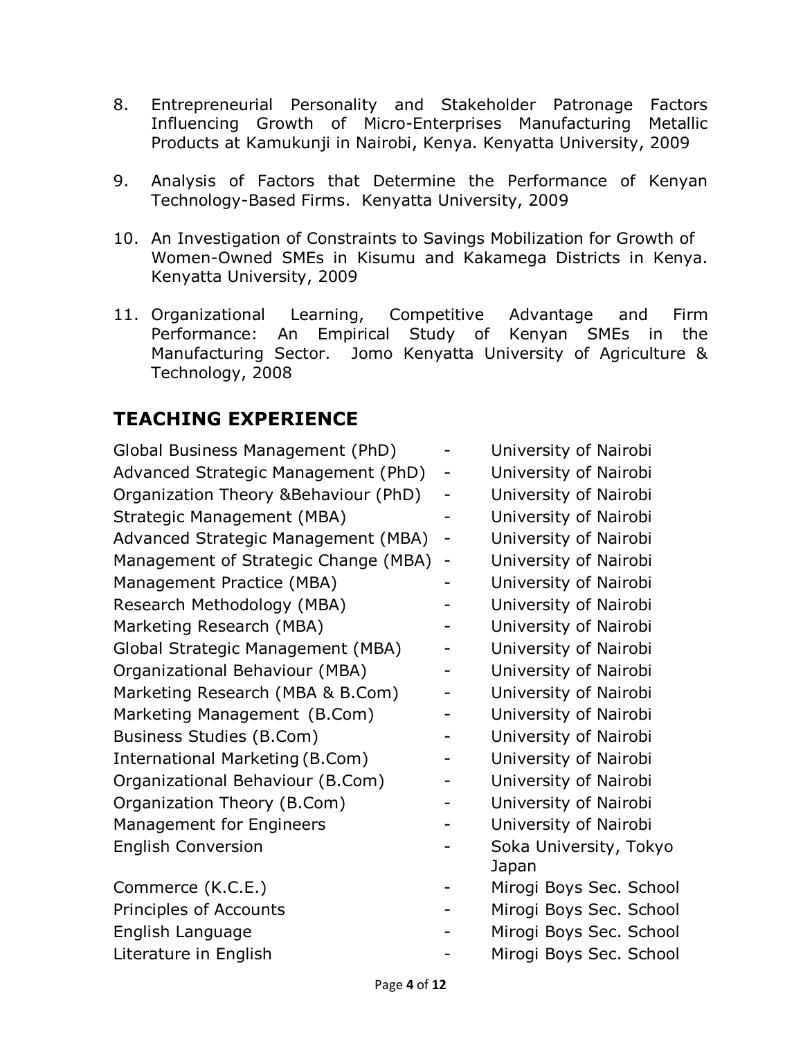8. Entrepreneurial Personality and Stakeholder Patronage Factors Influencing Growth of Micro-Enterprises Manufacturing Metallic Products at Kamukunji in Nairobi, Kenya. Kenyatta University, 2009

9. Analysis of Factors that Determine the Performance of Kenyan Technology-Based Firms. Kenyatta University, 2009

10. An Investigation of Constraints to Savings Mobilization for Growth of Women-Owned SMEs in Kisumu and Kakamega Districts in Kenya. Kenyatta University, 2009

11. Organizational Learning, Competitive Advantage and Firm Performance: An Empirical Study of Kenyan SMEs in the Manufacturing Sector. Jomo Kenyatta University of Agriculture & Technology, 2008

## TEACHING EXPERIENCE

| | | |
|---|---|---|
| Global Business Management (PhD) | - | University of Nairobi |
| Advanced Strategic Management (PhD) | - | University of Nairobi |
| Organization Theory &Behaviour (PhD) | - | University of Nairobi |
| Strategic Management (MBA) | - | University of Nairobi |
| Advanced Strategic Management (MBA) | - | University of Nairobi |
| Management of Strategic Change (MBA) | - | University of Nairobi |
| Management Practice (MBA) | - | University of Nairobi |
| Research Methodology (MBA) | - | University of Nairobi |
| Marketing Research (MBA) | - | University of Nairobi |
| Global Strategic Management (MBA) | - | University of Nairobi |
| Organizational Behaviour (MBA) | - | University of Nairobi |
| Marketing Research (MBA & B.Com) | - | University of Nairobi |
| Marketing Management (B.Com) | - | University of Nairobi |
| Business Studies (B.Com) | - | University of Nairobi |
| International Marketing (B.Com) | - | University of Nairobi |
| Organizational Behaviour (B.Com) | - | University of Nairobi |
| Organization Theory (B.Com) | - | University of Nairobi |
| Management for Engineers | - | University of Nairobi |
| English Conversion | - | Soka University, Tokyo Japan |
| Commerce (K.C.E.) | - | Mirogi Boys Sec. School |
| Principles of Accounts | - | Mirogi Boys Sec. School |
| English Language | - | Mirogi Boys Sec. School |
| Literature in English | - | Mirogi Boys Sec. School |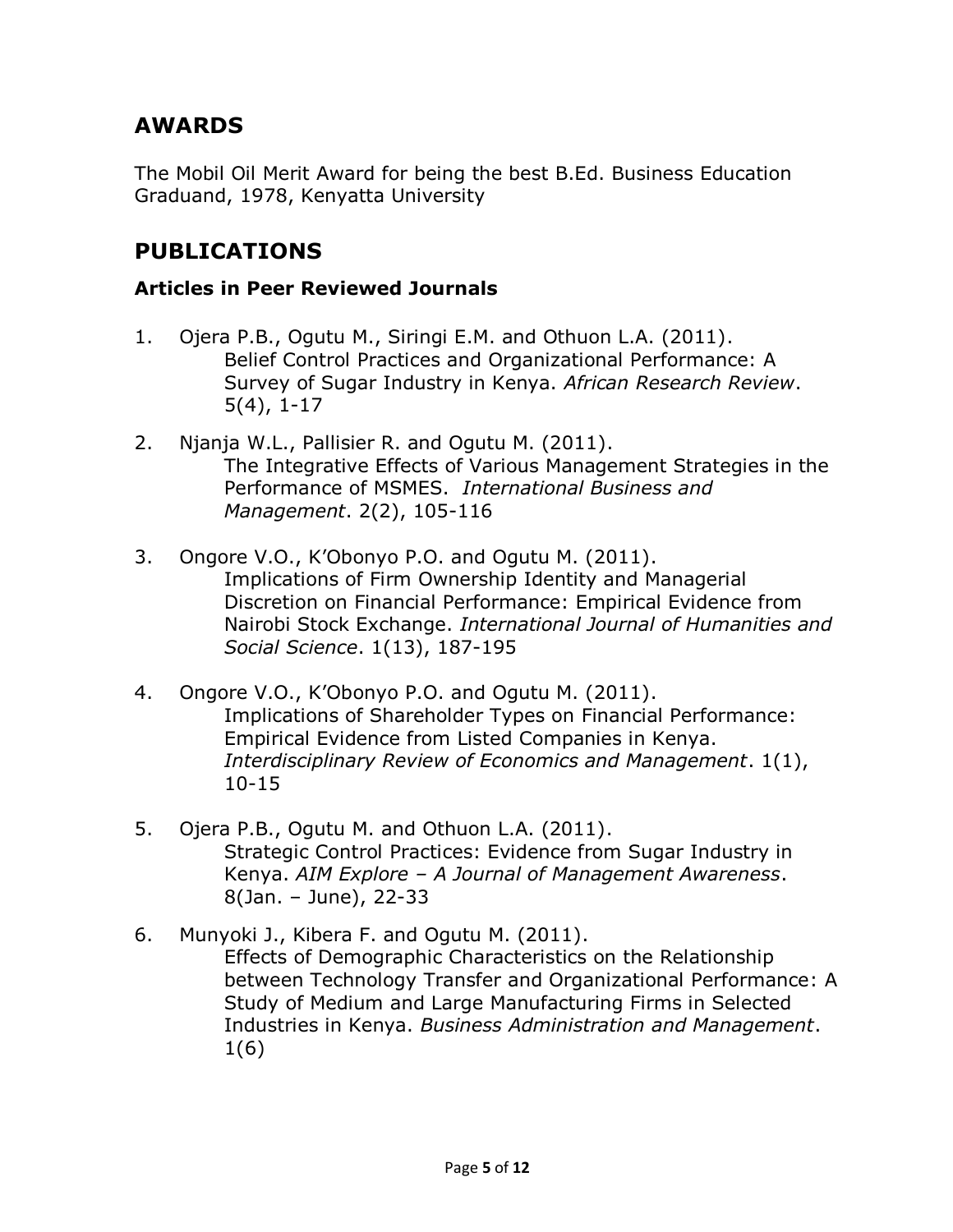## AWARDS

The Mobil Oil Merit Award for being the best B.Ed. Business Education Graduand, 1978, Kenyatta University

## PUBLICATIONS

### Articles in Peer Reviewed Journals

1. Ojera P.B., Ogutu M., Siringi E.M. and Othuon L.A. (2011). Belief Control Practices and Organizational Performance: A Survey of Sugar Industry in Kenya. *African Research Review*. 5(4), 1-17

2. Njanja W.L., Pallisier R. and Ogutu M. (2011). The Integrative Effects of Various Management Strategies in the Performance of MSMES. *International Business and Management*. 2(2), 105-116

3. Ongore V.O., K'Obonyo P.O. and Ogutu M. (2011). Implications of Firm Ownership Identity and Managerial Discretion on Financial Performance: Empirical Evidence from Nairobi Stock Exchange. *International Journal of Humanities and Social Science*. 1(13), 187-195

4. Ongore V.O., K'Obonyo P.O. and Ogutu M. (2011). Implications of Shareholder Types on Financial Performance: Empirical Evidence from Listed Companies in Kenya. *Interdisciplinary Review of Economics and Management*. 1(1), 10-15

5. Ojera P.B., Ogutu M. and Othuon L.A. (2011). Strategic Control Practices: Evidence from Sugar Industry in Kenya. *AIM Explore – A Journal of Management Awareness*. 8(Jan. – June), 22-33

6. Munyoki J., Kibera F. and Ogutu M. (2011). Effects of Demographic Characteristics on the Relationship between Technology Transfer and Organizational Performance: A Study of Medium and Large Manufacturing Firms in Selected Industries in Kenya. *Business Administration and Management*. 1(6)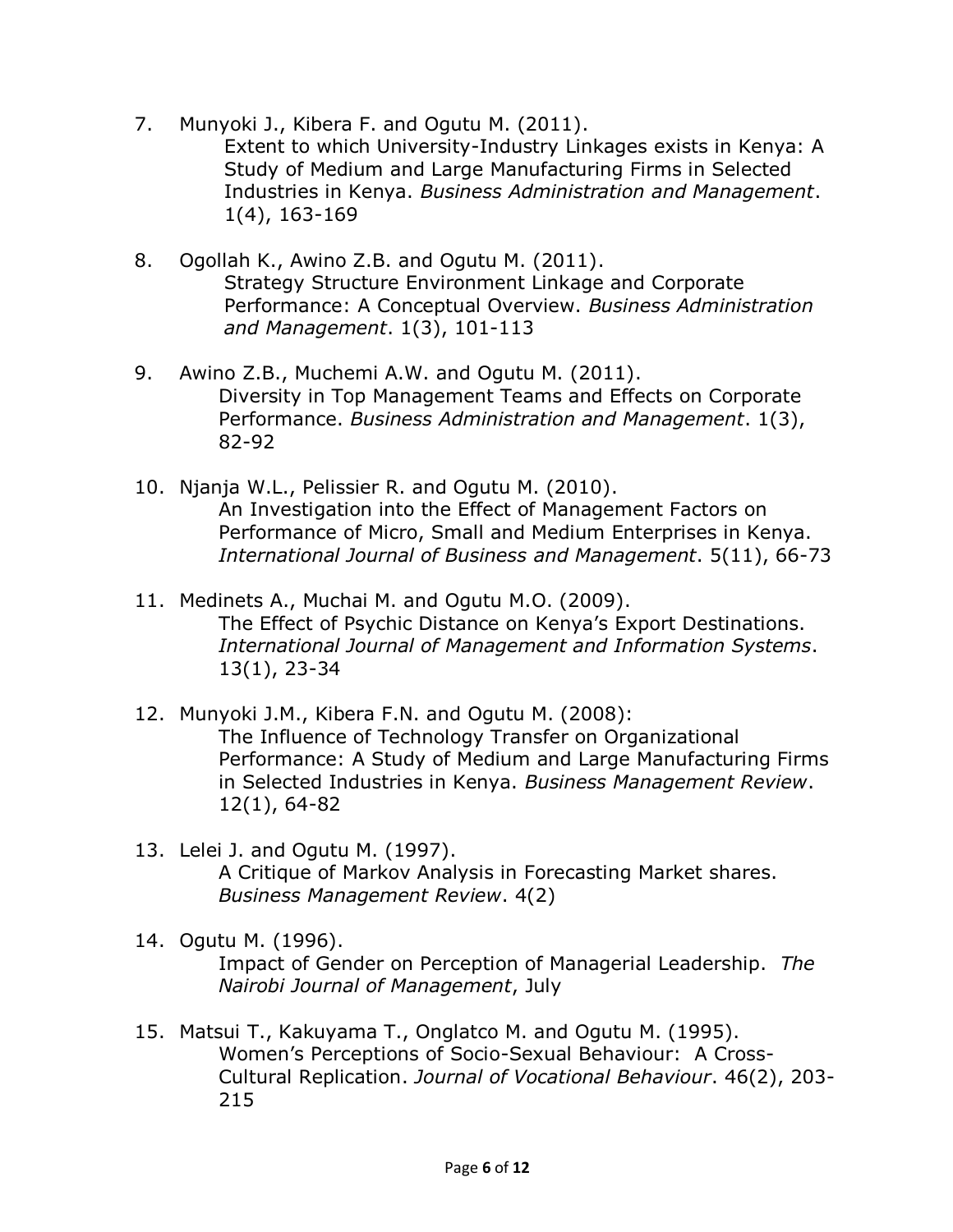7. Munyoki J., Kibera F. and Ogutu M. (2011).
   Extent to which University-Industry Linkages exists in Kenya: A Study of Medium and Large Manufacturing Firms in Selected Industries in Kenya. *Business Administration and Management*. 1(4), 163-169

8. Ogollah K., Awino Z.B. and Ogutu M. (2011).
   Strategy Structure Environment Linkage and Corporate Performance: A Conceptual Overview. *Business Administration and Management*. 1(3), 101-113

9. Awino Z.B., Muchemi A.W. and Ogutu M. (2011).
   Diversity in Top Management Teams and Effects on Corporate Performance. *Business Administration and Management*. 1(3), 82-92

10. Njanja W.L., Pelissier R. and Ogutu M. (2010).
    An Investigation into the Effect of Management Factors on Performance of Micro, Small and Medium Enterprises in Kenya. *International Journal of Business and Management*. 5(11), 66-73

11. Medinets A., Muchai M. and Ogutu M.O. (2009).
    The Effect of Psychic Distance on Kenya's Export Destinations. *International Journal of Management and Information Systems*. 13(1), 23-34

12. Munyoki J.M., Kibera F.N. and Ogutu M. (2008):
    The Influence of Technology Transfer on Organizational Performance: A Study of Medium and Large Manufacturing Firms in Selected Industries in Kenya. *Business Management Review*. 12(1), 64-82

13. Lelei J. and Ogutu M. (1997).
    A Critique of Markov Analysis in Forecasting Market shares. *Business Management Review*. 4(2)

14. Ogutu M. (1996).
    Impact of Gender on Perception of Managerial Leadership. *The Nairobi Journal of Management*, July

15. Matsui T., Kakuyama T., Onglatco M. and Ogutu M. (1995).
    Women's Perceptions of Socio-Sexual Behaviour: A Cross-Cultural Replication. *Journal of Vocational Behaviour*. 46(2), 203-215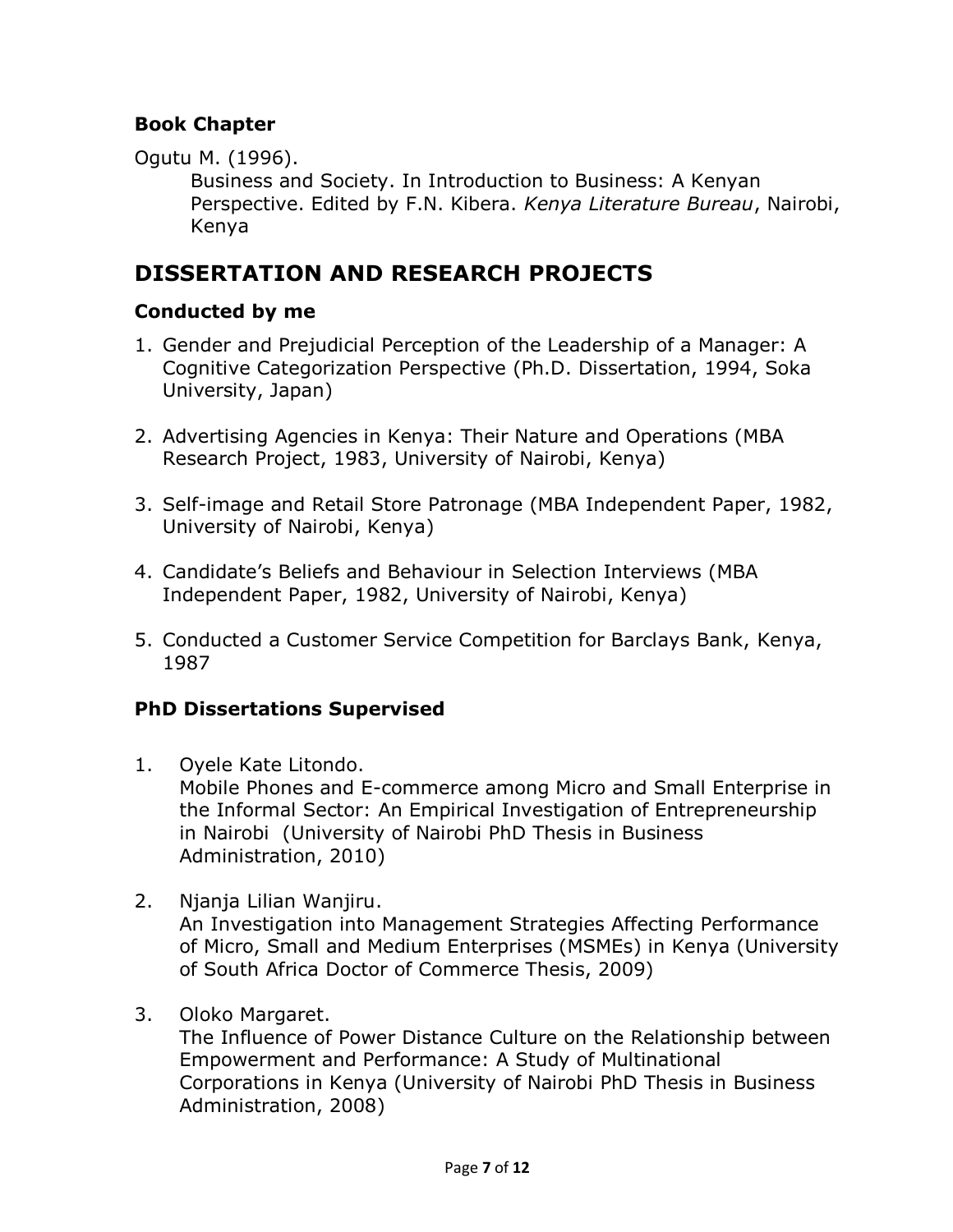### Book Chapter

Ogutu M. (1996).

Business and Society. In Introduction to Business: A Kenyan Perspective. Edited by F.N. Kibera. *Kenya Literature Bureau*, Nairobi, Kenya

## DISSERTATION AND RESEARCH PROJECTS

### Conducted by me

1. Gender and Prejudicial Perception of the Leadership of a Manager: A Cognitive Categorization Perspective (Ph.D. Dissertation, 1994, Soka University, Japan)

2. Advertising Agencies in Kenya: Their Nature and Operations (MBA Research Project, 1983, University of Nairobi, Kenya)

3. Self-image and Retail Store Patronage (MBA Independent Paper, 1982, University of Nairobi, Kenya)

4. Candidate's Beliefs and Behaviour in Selection Interviews (MBA Independent Paper, 1982, University of Nairobi, Kenya)

5. Conducted a Customer Service Competition for Barclays Bank, Kenya, 1987

### PhD Dissertations Supervised

1. Oyele Kate Litondo.
   Mobile Phones and E-commerce among Micro and Small Enterprise in the Informal Sector: An Empirical Investigation of Entrepreneurship in Nairobi (University of Nairobi PhD Thesis in Business Administration, 2010)

2. Njanja Lilian Wanjiru.
   An Investigation into Management Strategies Affecting Performance of Micro, Small and Medium Enterprises (MSMEs) in Kenya (University of South Africa Doctor of Commerce Thesis, 2009)

3. Oloko Margaret.
   The Influence of Power Distance Culture on the Relationship between Empowerment and Performance: A Study of Multinational Corporations in Kenya (University of Nairobi PhD Thesis in Business Administration, 2008)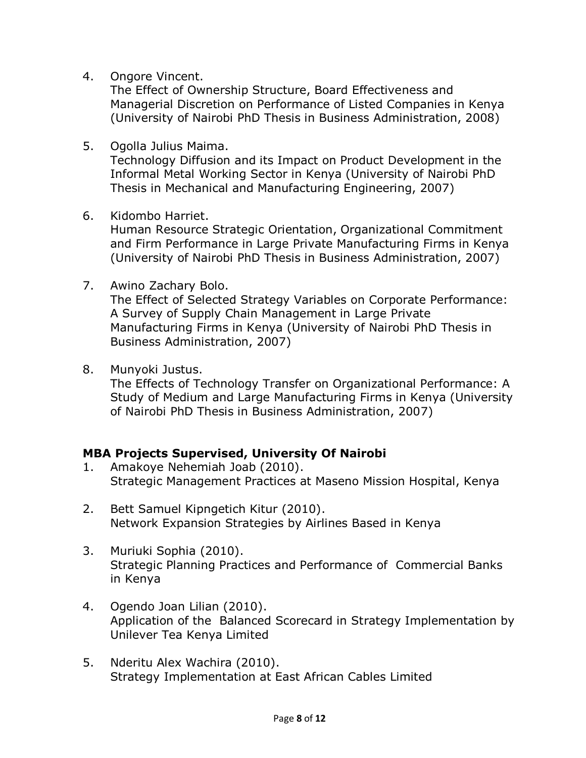4. Ongore Vincent.
   The Effect of Ownership Structure, Board Effectiveness and Managerial Discretion on Performance of Listed Companies in Kenya (University of Nairobi PhD Thesis in Business Administration, 2008)

5. Ogolla Julius Maima.
   Technology Diffusion and its Impact on Product Development in the Informal Metal Working Sector in Kenya (University of Nairobi PhD Thesis in Mechanical and Manufacturing Engineering, 2007)

6. Kidombo Harriet.
   Human Resource Strategic Orientation, Organizational Commitment and Firm Performance in Large Private Manufacturing Firms in Kenya (University of Nairobi PhD Thesis in Business Administration, 2007)

7. Awino Zachary Bolo.
   The Effect of Selected Strategy Variables on Corporate Performance: A Survey of Supply Chain Management in Large Private Manufacturing Firms in Kenya (University of Nairobi PhD Thesis in Business Administration, 2007)

8. Munyoki Justus.
   The Effects of Technology Transfer on Organizational Performance: A Study of Medium and Large Manufacturing Firms in Kenya (University of Nairobi PhD Thesis in Business Administration, 2007)

**MBA Projects Supervised, University Of Nairobi**

1. Amakoye Nehemiah Joab (2010).
   Strategic Management Practices at Maseno Mission Hospital, Kenya

2. Bett Samuel Kipngetich Kitur (2010).
   Network Expansion Strategies by Airlines Based in Kenya

3. Muriuki Sophia (2010).
   Strategic Planning Practices and Performance of Commercial Banks in Kenya

4. Ogendo Joan Lilian (2010).
   Application of the Balanced Scorecard in Strategy Implementation by Unilever Tea Kenya Limited

5. Nderitu Alex Wachira (2010).
   Strategy Implementation at East African Cables Limited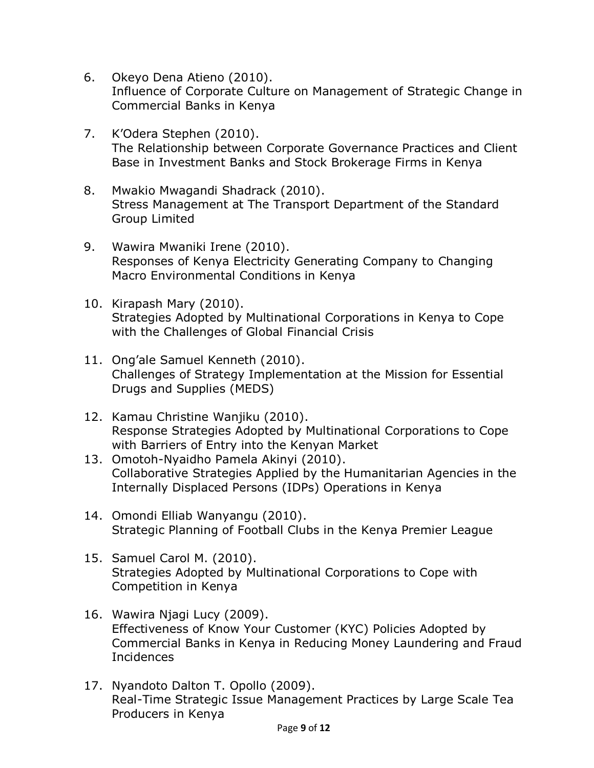6. Okeyo Dena Atieno (2010).
   Influence of Corporate Culture on Management of Strategic Change in Commercial Banks in Kenya

7. K'Odera Stephen (2010).
   The Relationship between Corporate Governance Practices and Client Base in Investment Banks and Stock Brokerage Firms in Kenya

8. Mwakio Mwagandi Shadrack (2010).
   Stress Management at The Transport Department of the Standard Group Limited

9. Wawira Mwaniki Irene (2010).
   Responses of Kenya Electricity Generating Company to Changing Macro Environmental Conditions in Kenya

10. Kirapash Mary (2010).
    Strategies Adopted by Multinational Corporations in Kenya to Cope with the Challenges of Global Financial Crisis

11. Ong'ale Samuel Kenneth (2010).
    Challenges of Strategy Implementation at the Mission for Essential Drugs and Supplies (MEDS)

12. Kamau Christine Wanjiku (2010).
    Response Strategies Adopted by Multinational Corporations to Cope with Barriers of Entry into the Kenyan Market

13. Omotoh-Nyaidho Pamela Akinyi (2010).
    Collaborative Strategies Applied by the Humanitarian Agencies in the Internally Displaced Persons (IDPs) Operations in Kenya

14. Omondi Elliab Wanyangu (2010).
    Strategic Planning of Football Clubs in the Kenya Premier League

15. Samuel Carol M. (2010).
    Strategies Adopted by Multinational Corporations to Cope with Competition in Kenya

16. Wawira Njagi Lucy (2009).
    Effectiveness of Know Your Customer (KYC) Policies Adopted by Commercial Banks in Kenya in Reducing Money Laundering and Fraud Incidences

17. Nyandoto Dalton T. Opollo (2009).
    Real-Time Strategic Issue Management Practices by Large Scale Tea Producers in Kenya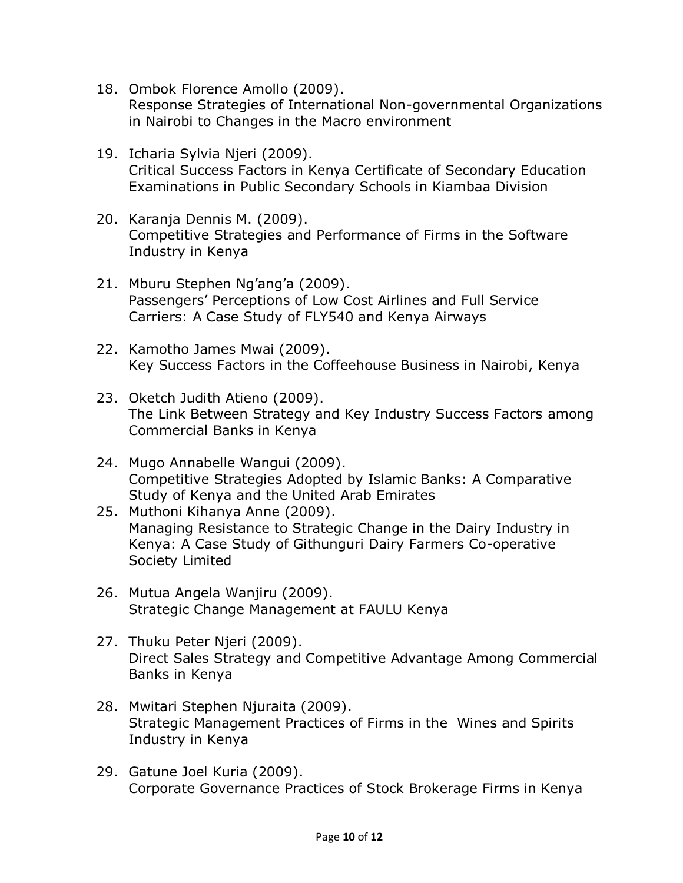18. Ombok Florence Amollo (2009).
    Response Strategies of International Non-governmental Organizations in Nairobi to Changes in the Macro environment

19. Icharia Sylvia Njeri (2009).
    Critical Success Factors in Kenya Certificate of Secondary Education Examinations in Public Secondary Schools in Kiambaa Division

20. Karanja Dennis M. (2009).
    Competitive Strategies and Performance of Firms in the Software Industry in Kenya

21. Mburu Stephen Ng'ang'a (2009).
    Passengers' Perceptions of Low Cost Airlines and Full Service Carriers: A Case Study of FLY540 and Kenya Airways

22. Kamotho James Mwai (2009).
    Key Success Factors in the Coffeehouse Business in Nairobi, Kenya

23. Oketch Judith Atieno (2009).
    The Link Between Strategy and Key Industry Success Factors among Commercial Banks in Kenya

24. Mugo Annabelle Wangui (2009).
    Competitive Strategies Adopted by Islamic Banks: A Comparative Study of Kenya and the United Arab Emirates

25. Muthoni Kihanya Anne (2009).
    Managing Resistance to Strategic Change in the Dairy Industry in Kenya: A Case Study of Githunguri Dairy Farmers Co-operative Society Limited

26. Mutua Angela Wanjiru (2009).
    Strategic Change Management at FAULU Kenya

27. Thuku Peter Njeri (2009).
    Direct Sales Strategy and Competitive Advantage Among Commercial Banks in Kenya

28. Mwitari Stephen Njuraita (2009).
    Strategic Management Practices of Firms in the Wines and Spirits Industry in Kenya

29. Gatune Joel Kuria (2009).
    Corporate Governance Practices of Stock Brokerage Firms in Kenya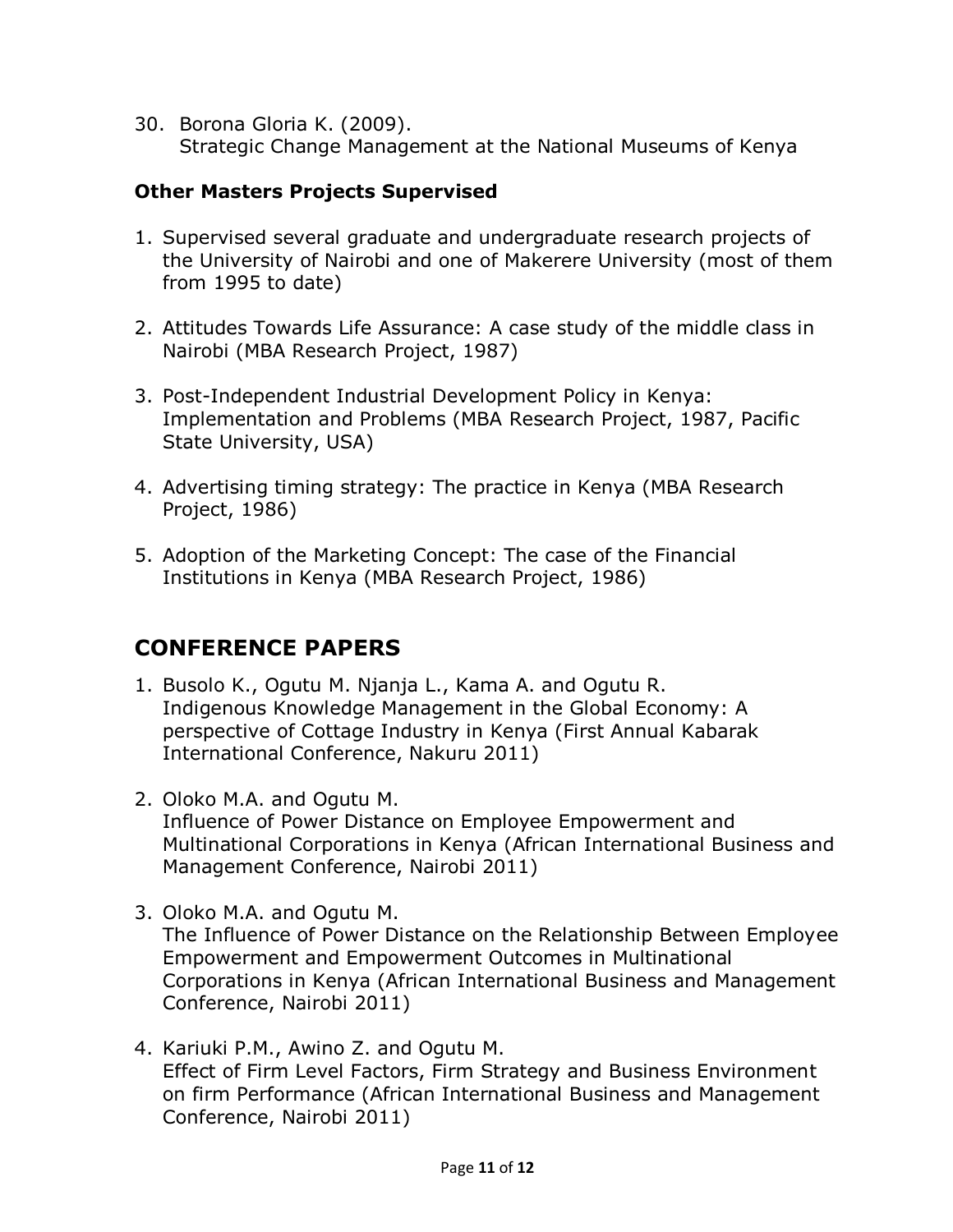30. Borona Gloria K. (2009).
    Strategic Change Management at the National Museums of Kenya

**Other Masters Projects Supervised**

1. Supervised several graduate and undergraduate research projects of the University of Nairobi and one of Makerere University (most of them from 1995 to date)

2. Attitudes Towards Life Assurance: A case study of the middle class in Nairobi (MBA Research Project, 1987)

3. Post-Independent Industrial Development Policy in Kenya: Implementation and Problems (MBA Research Project, 1987, Pacific State University, USA)

4. Advertising timing strategy: The practice in Kenya (MBA Research Project, 1986)

5. Adoption of the Marketing Concept: The case of the Financial Institutions in Kenya (MBA Research Project, 1986)

## CONFERENCE PAPERS

1. Busolo K., Ogutu M. Njanja L., Kama A. and Ogutu R.
   Indigenous Knowledge Management in the Global Economy: A perspective of Cottage Industry in Kenya (First Annual Kabarak International Conference, Nakuru 2011)

2. Oloko M.A. and Ogutu M.
   Influence of Power Distance on Employee Empowerment and Multinational Corporations in Kenya (African International Business and Management Conference, Nairobi 2011)

3. Oloko M.A. and Ogutu M.
   The Influence of Power Distance on the Relationship Between Employee Empowerment and Empowerment Outcomes in Multinational Corporations in Kenya (African International Business and Management Conference, Nairobi 2011)

4. Kariuki P.M., Awino Z. and Ogutu M.
   Effect of Firm Level Factors, Firm Strategy and Business Environment on firm Performance (African International Business and Management Conference, Nairobi 2011)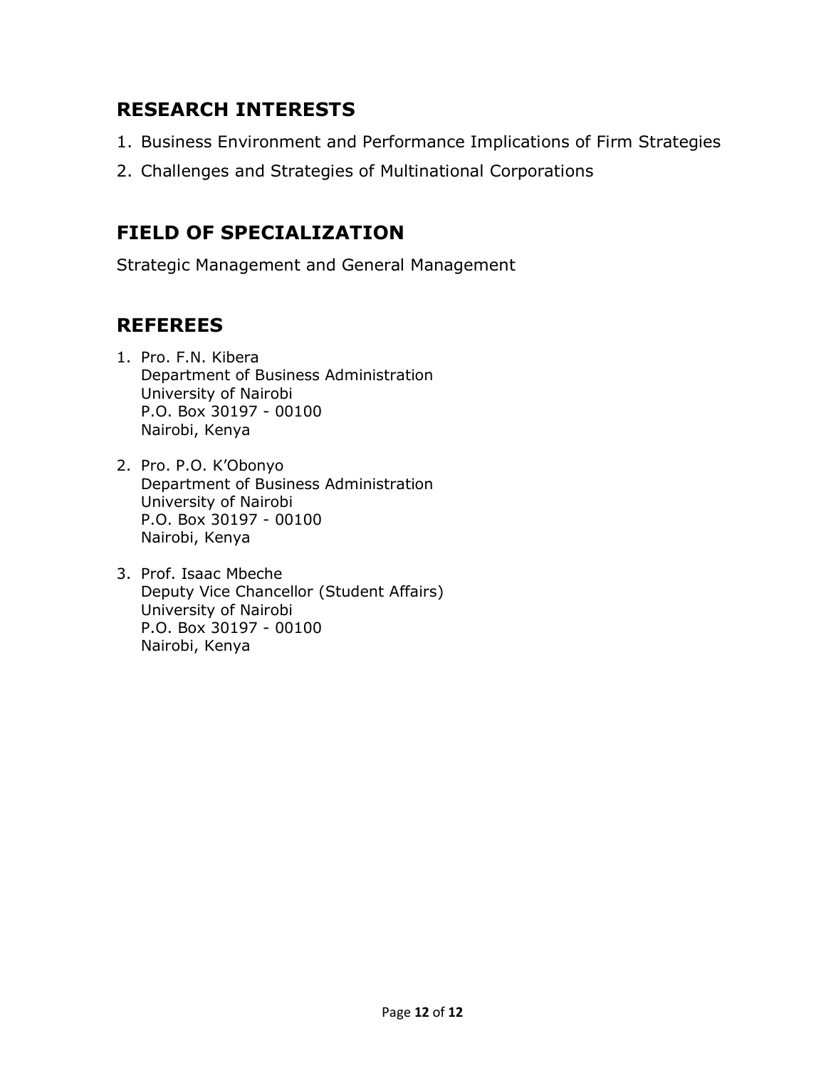## RESEARCH INTERESTS

1. Business Environment and Performance Implications of Firm Strategies
2. Challenges and Strategies of Multinational Corporations

## FIELD OF SPECIALIZATION

Strategic Management and General Management

## REFEREES

1. Pro. F.N. Kibera
   Department of Business Administration
   University of Nairobi
   P.O. Box 30197 - 00100
   Nairobi, Kenya

2. Pro. P.O. K'Obonyo
   Department of Business Administration
   University of Nairobi
   P.O. Box 30197 - 00100
   Nairobi, Kenya

3. Prof. Isaac Mbeche
   Deputy Vice Chancellor (Student Affairs)
   University of Nairobi
   P.O. Box 30197 - 00100
   Nairobi, Kenya